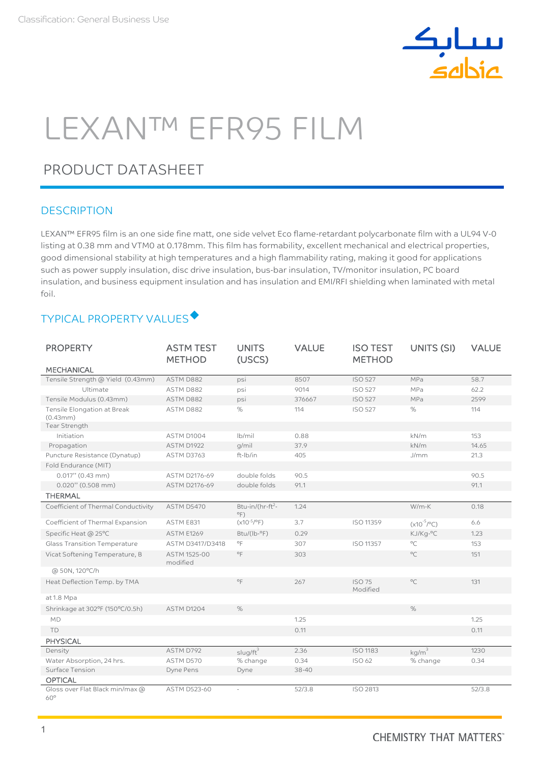Classification: General Business Use

# LEXAN™ EFR95 FILM

## PRODUCT DATASHEET

### DESCRIPTION

LEXAN™ EFR95 film is an one side fine matt, one side velvet Eco flame-retardant polycarbonate film with a UL94 V-0 listing at 0.38 mm and VTM0 at 0.178mm. This film has formability, excellent mechanical and electrical properties, good dimensional stability at high temperatures and a high flammability rating, making it good for applications such as power supply insulation, disc drive insulation, bus-bar insulation, TV/monitor insulation, PC board insulation, and business equipment insulation and has insulation and EMI/RFI shielding when laminated with metal foil.

### TYPICAL PROPERTY VALUES◆

| PROPERTY | ASTM TEST METHOD | UNITS (USCS) | VALUE | ISO TEST METHOD | UNITS (SI) | VALUE |
|---|---|---|---|---|---|---|
| **MECHANICAL** | | | | | | |
| Tensile Strength @ Yield (0.43mm) | ASTM D882 | psi | 8507 | ISO 527 | MPa | 58.7 |
| Ultimate | ASTM D882 | psi | 9014 | ISO 527 | MPa | 62.2 |
| Tensile Modulus (0.43mm) | ASTM D882 | psi | 376667 | ISO 527 | MPa | 2599 |
| Tensile Elongation at Break (0.43mm) | ASTM D882 | % | 114 | ISO 527 | % | 114 |
| Tear Strength | | | | | | |
| Initiation | ASTM D1004 | lb/mil | 0.88 | | kN/m | 153 |
| Propagation | ASTM D1922 | g/mil | 37.9 | | kN/m | 14.65 |
| Puncture Resistance (Dynatup) | ASTM D3763 | ft-lb/in | 405 | | J/mm | 21.3 |
| Fold Endurance (MIT) | | | | | | |
| 0.017" (0.43 mm) | ASTM D2176-69 | double folds | 90.5 | | | 90.5 |
| 0.020" (0.508 mm) | ASTM D2176-69 | double folds | 91.1 | | | 91.1 |
| **THERMAL** | | | | | | |
| Coefficient of Thermal Conductivity | ASTM D5470 | Btu-in/(hr-ft$^2$-°F) | 1.24 | | W/m-K | 0.18 |
| Coefficient of Thermal Expansion | ASTM E831 | ($x10^{-5}$/°F) | 3.7 | ISO 11359 | ($x10^{-5}$/°C) | 6.6 |
| Specific Heat @ 25°C | ASTM E1269 | Btu/(lb-°F) | 0.29 | | KJ/Kg-°C | 1.23 |
| Glass Transition Temperature | ASTM D3417/D3418 | °F | 307 | ISO 11357 | °C | 153 |
| Vicat Softening Temperature, B | ASTM 1525-00 modified | °F | 303 | | °C | 151 |
| @ 50N, 120°C/h | | | | | | |
| Heat Deflection Temp. by TMA | | °F | 267 | ISO 75 Modified | °C | 131 |
| at 1.8 Mpa | | | | | | |
| Shrinkage at 302°F (150°C/0.5h) | ASTM D1204 | % | | | % | |
| MD | | | 1.25 | | | 1.25 |
| TD | | | 0.11 | | | 0.11 |
| **PHYSICAL** | | | | | | |
| Density | ASTM D792 | slug/ft$^3$ | 2.36 | ISO 1183 | kg/m$^3$ | 1230 |
| Water Absorption, 24 hrs. | ASTM D570 | % change | 0.34 | ISO 62 | % change | 0.34 |
| Surface Tension | Dyne Pens | Dyne | 38-40 | | | |
| **OPTICAL** | | | | | | |
| Gloss over Flat Black min/max @ 60° | ASTM D523-60 | - | 52/3.8 | ISO 2813 | | 52/3.8 |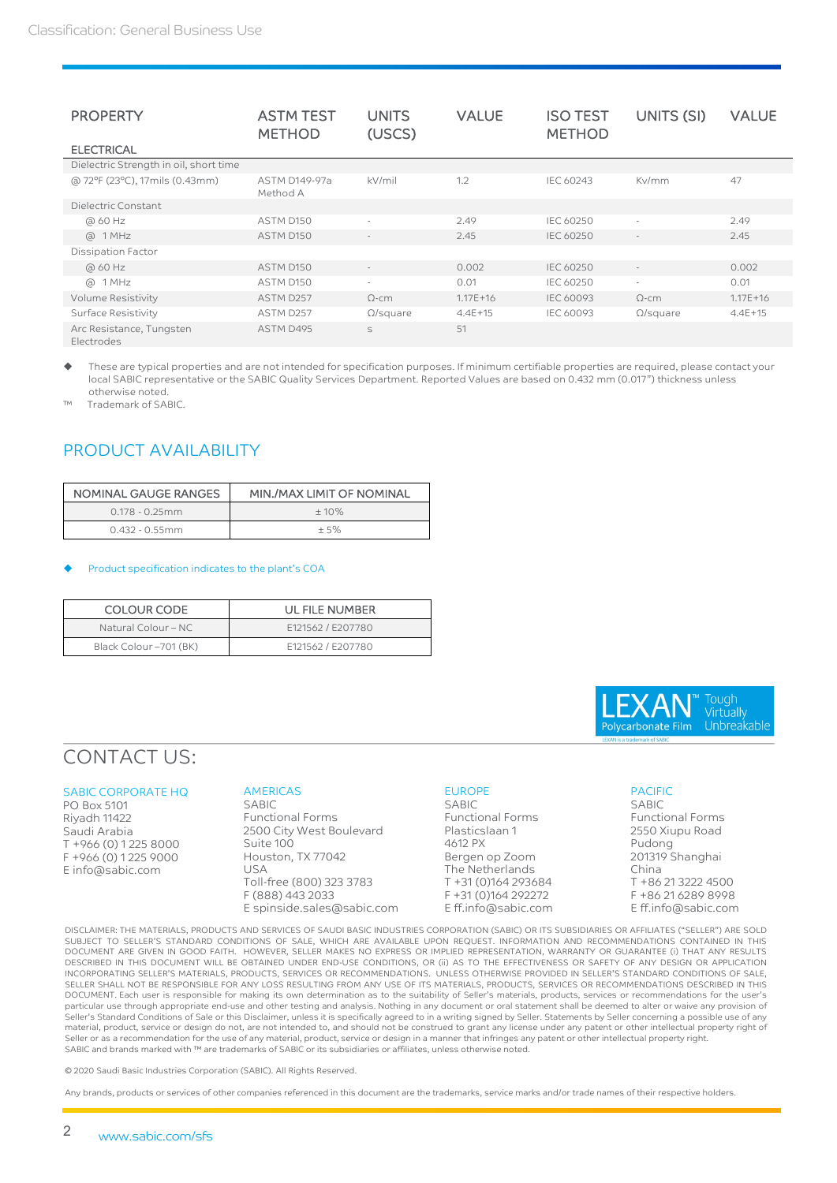Classification: General Business Use

| PROPERTY | ASTM TEST METHOD | UNITS (USCS) | VALUE | ISO TEST METHOD | UNITS (SI) | VALUE |
|---|---|---|---|---|---|---|
| **ELECTRICAL** | | | | | | |
| Dielectric Strength in oil, short time | | | | | | |
| @ 72ºF (23ºC), 17mils (0.43mm) | ASTM D149-97a Method A | kV/mil | 1.2 | IEC 60243 | Kv/mm | 47 |
| Dielectric Constant | | | | | | |
| @ 60 Hz | ASTM D150 | - | 2.49 | IEC 60250 | - | 2.49 |
| @ 1 MHz | ASTM D150 | - | 2.45 | IEC 60250 | - | 2.45 |
| Dissipation Factor | | | | | | |
| @ 60 Hz | ASTM D150 | - | 0.002 | IEC 60250 | - | 0.002 |
| @ 1 MHz | ASTM D150 | - | 0.01 | IEC 60250 | - | 0.01 |
| Volume Resistivity | ASTM D257 | Ω-cm | 1.17E+16 | IEC 60093 | Ω-cm | 1.17E+16 |
| Surface Resistivity | ASTM D257 | Ω/square | 4.4E+15 | IEC 60093 | Ω/square | 4.4E+15 |
| Arc Resistance, Tungsten Electrodes | ASTM D495 | s | 51 | | | |

◆ These are typical properties and are not intended for specification purposes. If minimum certifiable properties are required, please contact your local SABIC representative or the SABIC Quality Services Department. Reported Values are based on 0.432 mm (0.017") thickness unless otherwise noted.

™ Trademark of SABIC.

## PRODUCT AVAILABILITY

| NOMINAL GAUGE RANGES | MIN./MAX LIMIT OF NOMINAL |
|---|---|
| 0.178 - 0.25mm | ± 10% |
| 0.432 - 0.55mm | ± 5% |

◆ Product specification indicates to the plant's COA

| COLOUR CODE | UL FILE NUMBER |
|---|---|
| Natural Colour – NC | E121562 / E207780 |
| Black Colour –701 (BK) | E121562 / E207780 |

LEXAN™ Polycarbonate Film — Tough Virtually Unbreakable

LEXAN is a trademark of SABIC

## CONTACT US:

**SABIC CORPORATE HQ**
PO Box 5101
Riyadh 11422
Saudi Arabia
T +966 (0) 1 225 8000
F +966 (0) 1 225 9000
E info@sabic.com

**AMERICAS**
SABIC
Functional Forms
2500 City West Boulevard
Suite 100
Houston, TX 77042
USA
Toll-free (800) 323 3783
F (888) 443 2033
E spinside.sales@sabic.com

**EUROPE**
SABIC
Functional Forms
Plasticslaan 1
4612 PX
Bergen op Zoom
The Netherlands
T +31 (0)164 293684
F +31 (0)164 292272
E ff.info@sabic.com

**PACIFIC**
SABIC
Functional Forms
2550 Xiupu Road
Pudong
201319 Shanghai
China
T +86 21 3222 4500
F +86 21 6289 8998
E ff.info@sabic.com

DISCLAIMER: THE MATERIALS, PRODUCTS AND SERVICES OF SAUDI BASIC INDUSTRIES CORPORATION (SABIC) OR ITS SUBSIDIARIES OR AFFILIATES ("SELLER") ARE SOLD SUBJECT TO SELLER'S STANDARD CONDITIONS OF SALE, WHICH ARE AVAILABLE UPON REQUEST. INFORMATION AND RECOMMENDATIONS CONTAINED IN THIS DOCUMENT ARE GIVEN IN GOOD FAITH. HOWEVER, SELLER MAKES NO EXPRESS OR IMPLIED REPRESENTATION, WARRANTY OR GUARANTEE (i) THAT ANY RESULTS DESCRIBED IN THIS DOCUMENT WILL BE OBTAINED UNDER END-USE CONDITIONS, OR (ii) AS TO THE EFFECTIVENESS OR SAFETY OF ANY DESIGN OR APPLICATION INCORPORATING SELLER'S MATERIALS, PRODUCTS, SERVICES OR RECOMMENDATIONS. UNLESS OTHERWISE PROVIDED IN SELLER'S STANDARD CONDITIONS OF SALE, SELLER SHALL NOT BE RESPONSIBLE FOR ANY LOSS RESULTING FROM ANY USE OF ITS MATERIALS, PRODUCTS, SERVICES OR RECOMMENDATIONS DESCRIBED IN THIS DOCUMENT. Each user is responsible for making its own determination as to the suitability of Seller's materials, products, services or recommendations for the user's particular use through appropriate end-use and other testing and analysis. Nothing in any document or oral statement shall be deemed to alter or waive any provision of Seller's Standard Conditions of Sale or this Disclaimer, unless it is specifically agreed to in a writing signed by Seller. Statements by Seller concerning a possible use of any material, product, service or design do not, are not intended to, and should not be construed to grant any license under any patent or other intellectual property right of Seller or as a recommendation for the use of any material, product, service or design in a manner that infringes any patent or other intellectual property right.
SABIC and brands marked with ™ are trademarks of SABIC or its subsidiaries or affiliates, unless otherwise noted.

© 2020 Saudi Basic Industries Corporation (SABIC). All Rights Reserved.

Any brands, products or services of other companies referenced in this document are the trademarks, service marks and/or trade names of their respective holders.

www.sabic.com/sfs